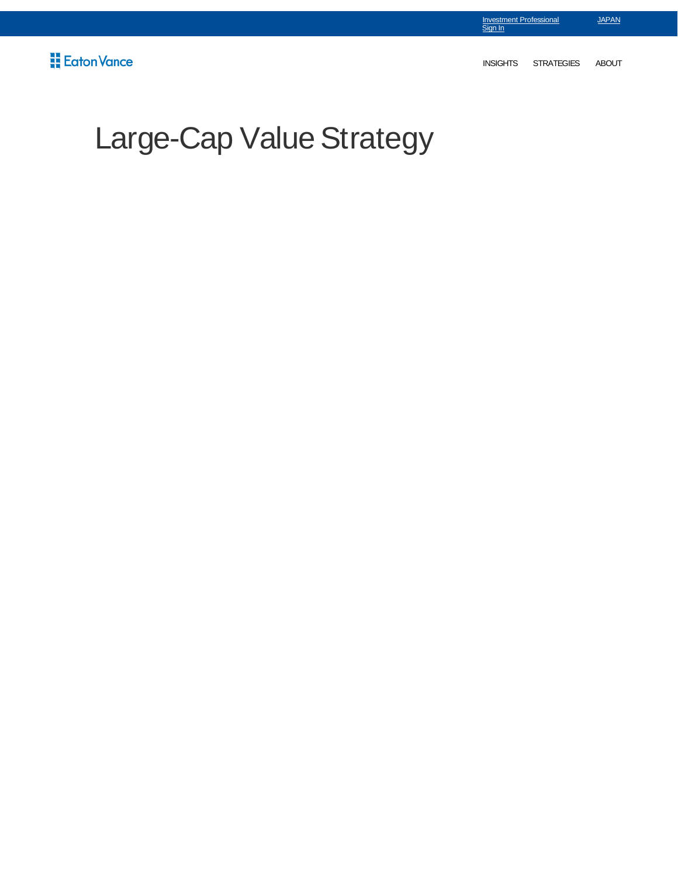Investment Professional Sign In JAPAN

Eaton Vance

INSIGHTS STRATEGIES ABOUT

# Large-Cap Value Strategy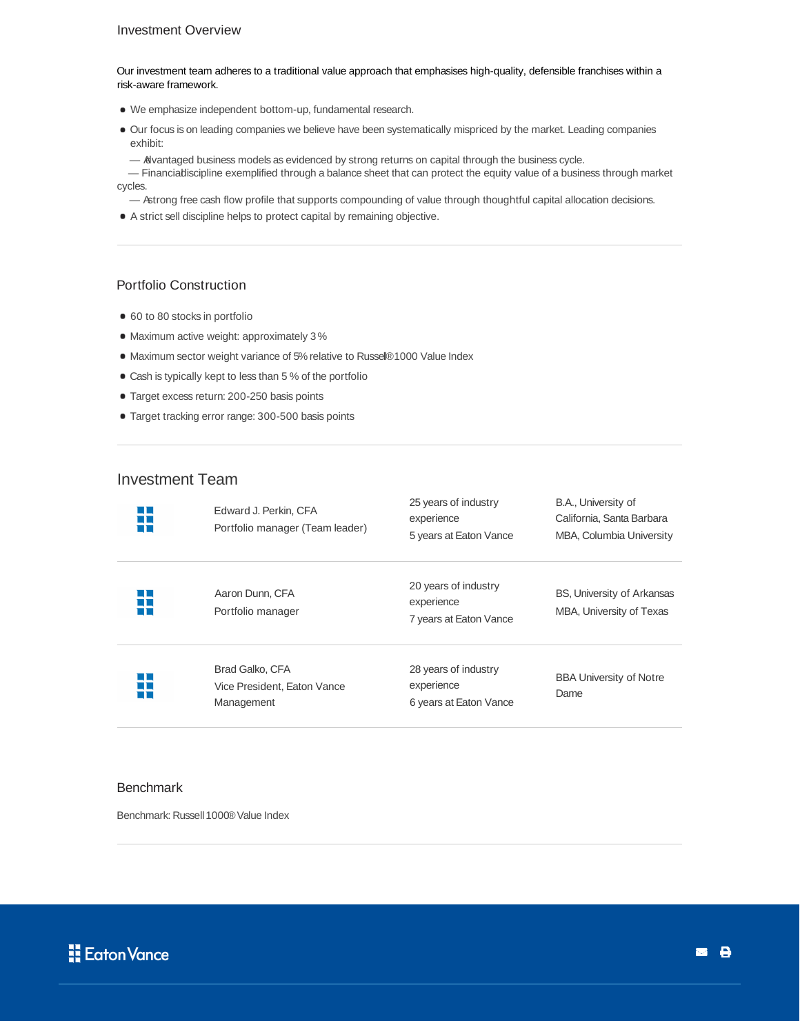## Investment Overview

Our investment team adheres to a traditional value approach that emphasises high-quality, defensible franchises within a risk-aware framework.

- We emphasize independent bottom-up, fundamental research.
- Our focus is on leading companies we believe have been systematically mispriced by the market. Leading companies exhibit:
  - — Advantaged business models as evidenced by strong returns on capital through the business cycle.
  - — Financial discipline exemplified through a balance sheet that can protect the equity value of a business through market cycles.
  - — A strong free cash flow profile that supports compounding of value through thoughtful capital allocation decisions.
- A strict sell discipline helps to protect capital by remaining objective.

## Portfolio Construction

- 60 to 80 stocks in portfolio
- Maximum active weight: approximately 3%
- Maximum sector weight variance of 5% relative to Russell® 1000 Value Index
- Cash is typically kept to less than 5% of the portfolio
- Target excess return: 200-250 basis points
- Target tracking error range: 300-500 basis points

## Investment Team

| Name | Experience | Education |
|---|---|---|
| Edward J. Perkin, CFA<br>Portfolio manager (Team leader) | 25 years of industry experience<br>5 years at Eaton Vance | B.A., University of California, Santa Barbara<br>MBA, Columbia University |
| Aaron Dunn, CFA<br>Portfolio manager | 20 years of industry experience<br>7 years at Eaton Vance | BS, University of Arkansas<br>MBA, University of Texas |
| Brad Galko, CFA<br>Vice President, Eaton Vance Management | 28 years of industry experience<br>6 years at Eaton Vance | BBA University of Notre Dame |

## Benchmark

Benchmark: Russell 1000® Value Index

Eaton Vance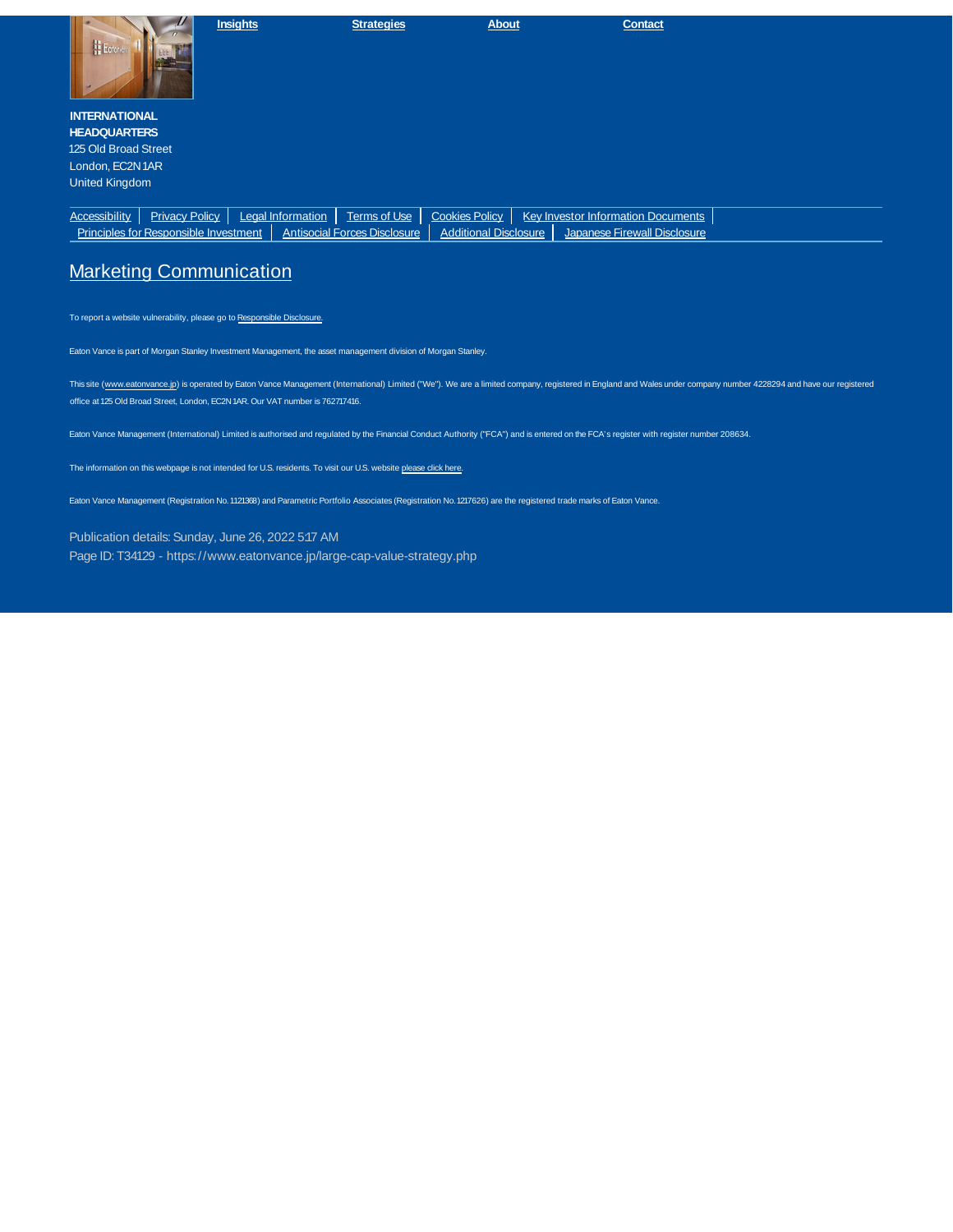Insights | Strategies | About | Contact

**INTERNATIONAL HEADQUARTERS**
125 Old Broad Street
London, EC2N 1AR
United Kingdom

Accessibility | Privacy Policy | Legal Information | Terms of Use | Cookies Policy | Key Investor Information Documents | Principles for Responsible Investment | Antisocial Forces Disclosure | Additional Disclosure | Japanese Firewall Disclosure

## Marketing Communication

To report a website vulnerability, please go to Responsible Disclosure.

Eaton Vance is part of Morgan Stanley Investment Management, the asset management division of Morgan Stanley.

This site (www.eatonvance.jp) is operated by Eaton Vance Management (International) Limited ("We"). We are a limited company, registered in England and Wales under company number 4228294 and have our registered office at 125 Old Broad Street, London, EC2N 1AR. Our VAT number is 762717416.

Eaton Vance Management (International) Limited is authorised and regulated by the Financial Conduct Authority ("FCA") and is entered on the FCA's register with register number 208634.

The information on this webpage is not intended for U.S. residents. To visit our U.S. website please click here.

Eaton Vance Management (Registration No. 1121368) and Parametric Portfolio Associates (Registration No. 1217626) are the registered trade marks of Eaton Vance.

Publication details: Sunday, June 26, 2022 5:17 AM
Page ID: T34129 - https://www.eatonvance.jp/large-cap-value-strategy.php